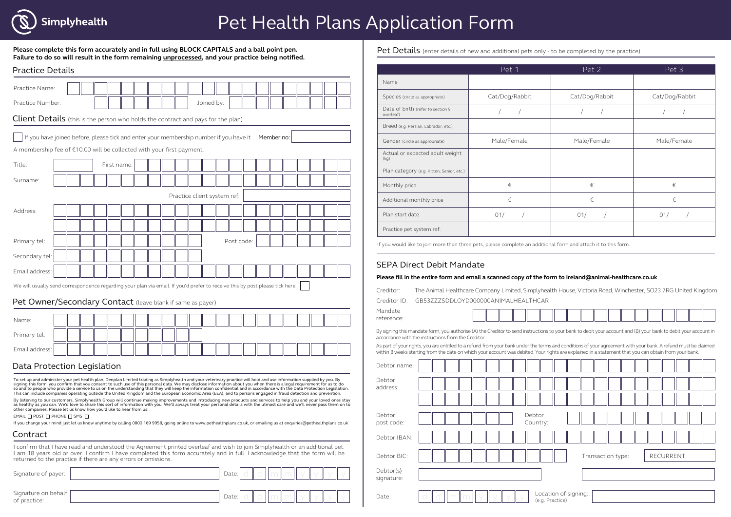# Simplyhealth

# Pet Health Plans Application Form

**Please complete this form accurately and in full using BLOCK CAPITALS and a ball point pen.**
**Failure to do so will result in the form remaining unprocessed, and your practice being notified.**

## Practice Details

Practice Name:

Practice Number: Joined by:

## Client Details (this is the person who holds the contract and pays for the plan)

☐ If you have joined before, please tick and enter your membership number if you have it Member no:

A membership fee of €10.00 will be collected with your first payment.

Title: First name:

Surname:

Practice client system ref.

Address:

Primary tel: Post code:

Secondary tel:

Email address:

We will usually send correspondence regarding your plan via email. If you'd prefer to receive this by post please tick here ☐

## Pet Owner/Secondary Contact (leave blank if same as payer)

Name:

Primary tel:

Email address:

## Data Protection Legislation

To set up and administer your pet health plan, Denplan Limited trading as Simplyhealth and your veterinary practice will hold and use information supplied by you. By signing this form, you confirm that you consent to such use of this personal data. We may disclose information about you when there is a legal requirement for us to do so and to people who provide a service to us on the understanding that they will keep the information confidential and in accordance with the Data Protection Legislation. This can include companies operating outside the United Kingdom and the European Economic Area (EEA), and to persons engaged in fraud detection and prevention.

By listening to our customers, Simplyhealth Group will continue making improvements and introducing new products and services to help you and your loved ones stay as healthy as you can. We'd love to share this sort of information with you. We'll always treat your personal details with the utmost care and we'll never pass them on to other companies. Please let us know how you'd like to hear from us:

EMAIL ☐ POST ☐ PHONE ☐ SMS ☐

If you change your mind just let us know anytime by calling 0800 169 9958, going online to www.pethealthplans.co.uk, or emailing us at enquiries@pethealthplans.co.uk

## Contract

I confirm that I have read and understood the Agreement printed overleaf and wish to join Simplyhealth or an additional pet. I am 18 years old or over. I confirm I have completed this form accurately and in full. I acknowledge that the form will be returned to the practice if there are any errors or omissions.

Signature of payer: Date: d d m m y y y y

Signature on behalf of practice: Date: d d m m y y y y

## Pet Details (enter details of new and additional pets only - to be completed by the practice)

| | Pet 1 | Pet 2 | Pet 3 |
|---|---|---|---|
| Name | | | |
| Species (circle as appropriate) | Cat/Dog/Rabbit | Cat/Dog/Rabbit | Cat/Dog/Rabbit |
| Date of birth (refer to section 9 overleaf) | / / | / / | / / |
| Breed (e.g. Persian, Labrador, etc.) | | | |
| Gender (circle as appropriate) | Male/Female | Male/Female | Male/Female |
| Actual or expected adult weight (kg) | | | |
| Plan category (e.g. Kitten, Senior, etc.) | | | |
| Monthly price | € | € | € |
| Additional monthly price | € | € | € |
| Plan start date | 01/ / | 01/ / | 01/ / |
| Practice pet system ref. | | | |

If you would like to join more than three pets, please complete an additional form and attach it to this form.

## SEPA Direct Debit Mandate

**Please fill in the entire form and email a scanned copy of the form to Ireland@animal-healthcare.co.uk**

Creditor: The Animal Healthcare Company Limited, Simplyhealth House, Victoria Road, Winchester, SO23 7RG United Kingdom

Creditor ID: GB53ZZZSDDLOYD000000ANIMALHEALTHCAR

Mandate reference:

By signing this mandate form, you authorise (A) the Creditor to send instructions to your bank to debit your account and (B) your bank to debit your account in accordance with the instructions from the Creditor.

As part of your rights, you are entitled to a refund from your bank under the terms and conditions of your agreement with your bank. A refund must be claimed within 8 weeks starting from the date on which your account was debited. Your rights are explained in a statement that you can obtain from your bank.

Debtor name:

Debtor address:

Debtor post code: Debtor Country:

Debtor IBAN:

Debtor BIC: Transaction type: RECURRENT

Debtor(s) signature:

Date: d d m m y y y y Location of signing: (e.g. Practice)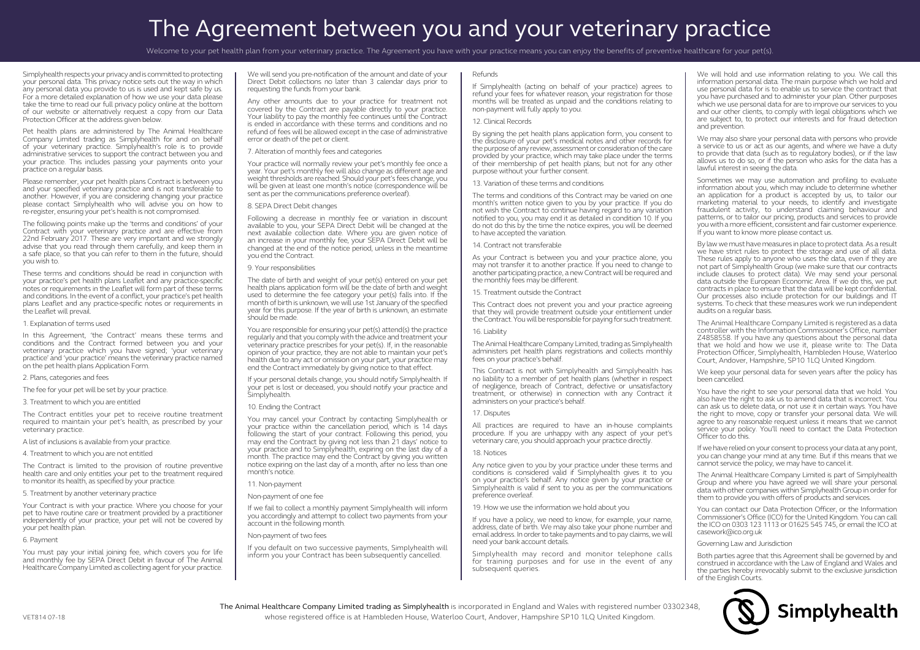# The Agreement between you and your veterinary practice

Welcome to your pet health plan from your veterinary practice. The Agreement you have with your practice means you can enjoy the benefits of preventive healthcare for your pet(s).

Simplyhealth respects your privacy and is committed to protecting your personal data. This privacy notice sets out the way in which any personal data you provide to us is used and kept safe by us. For a more detailed explanation of how we use your data please take the time to read our full privacy policy online at the bottom of our website or alternatively request a copy from our Data Protection Officer at the address given below.

Pet health plans are administered by The Animal Healthcare Company Limited trading as Simplyhealth for and on behalf of your veterinary practice. Simplyhealth's role is to provide administrative services to support the contract between you and your practice. This includes passing your payments onto your practice on a regular basis.

Please remember, your pet health plans Contract is between you and your specified veterinary practice and is not transferable to another. However, if you are considering changing your practice please contact Simplyhealth who will advise you on how to re-register, ensuring your pet's health is not compromised.

The following points make up the 'terms and conditions' of your Contract with your veterinary practice and are effective from 22nd February 2017. These are very important and we strongly advise that you read through them carefully, and keep them in a safe place, so that you can refer to them in the future, should you wish to.

These terms and conditions should be read in conjunction with your practice's pet health plans Leaflet and any practice-specific notes or requirements in the Leaflet will form part of these terms and conditions. In the event of a conflict, your practice's pet health plans Leaflet and any practice-specific notes or requirements in the Leaflet will prevail.

### 1. Explanation of terms used

In this Agreement, 'the Contract' means these terms and conditions and the Contract formed between you and your veterinary practice which you have signed; 'your veterinary practice' and 'your practice' means the veterinary practice named on the pet health plans Application Form.

### 2. Plans, categories and fees

The fee for your pet will be set by your practice.

### 3. Treatment to which you are entitled

The Contract entitles your pet to receive routine treatment required to maintain your pet's health, as prescribed by your veterinary practice.

A list of inclusions is available from your practice.

### 4. Treatment to which you are not entitled

The Contract is limited to the provision of routine preventive health care and only entitles your pet to the treatment required to monitor its health, as specified by your practice.

### 5. Treatment by another veterinary practice

Your Contract is with your practice. Where you choose for your pet to have routine care or treatment provided by a practitioner independently of your practice, your pet will not be covered by your pet health plan.

### 6. Payment

You must pay your initial joining fee, which covers you for life and monthly fee by SEPA Direct Debit in favour of The Animal Healthcare Company Limited as collecting agent for your practice.

We will send you pre-notification of the amount and date of your Direct Debit collections no later than 3 calendar days prior to requesting the funds from your bank.

Any other amounts due to your practice for treatment not covered by the Contract are payable directly to your practice. Your liability to pay the monthly fee continues until the Contract is ended in accordance with these terms and conditions and no refund of fees will be allowed except in the case of administrative error or death of the pet or client.

### 7. Alteration of monthly fees and categories

Your practice will normally review your pet's monthly fee once a year. Your pet's monthly fee will also change as different age and weight thresholds are reached. Should your pet's fees change, you will be given at least one month's notice (correspondence will be sent as per the communications preference overleaf).

### 8. SEPA Direct Debit changes

Following a decrease in monthly fee or variation in discount available to you, your SEPA Direct Debit will be changed at the next available collection date. Where you are given notice of an increase in your monthly fee, your SEPA Direct Debit will be changed at the end of the notice period, unless in the meantime you end the Contract.

### 9. Your responsibilities

The date of birth and weight of your pet(s) entered on your pet health plans application form will be the date of birth and weight used to determine the fee category your pet(s) falls into. If the month of birth is unknown, we will use 1st January of the specified year for this purpose. If the year of birth is unknown, an estimate should be made.

You are responsible for ensuring your pet(s) attend(s) the practice regularly and that you comply with the advice and treatment your veterinary practice prescribes for your pet(s). If, in the reasonable opinion of your practice, they are not able to maintain your pet's health due to any act or omission on your part, your practice may end the Contract immediately by giving notice to that effect.

If your personal details change, you should notify Simplyhealth. If your pet is lost or deceased, you should notify your practice and Simplyhealth.

### 10. Ending the Contract

You may cancel your Contract by contacting Simplyhealth or your practice within the cancellation period, which is 14 days following the start of your contract. Following this period, you may end the Contract by giving not less than 21 days' notice to your practice and to Simplyhealth, expiring on the last day of a month. The practice may end the Contract by giving you written notice expiring on the last day of a month, after no less than one month's notice.

### 11. Non-payment

**Non-payment of one fee**

If we fail to collect a monthly payment Simplyhealth will inform you accordingly and attempt to collect two payments from your account in the following month.

**Non-payment of two fees**

If you default on two successive payments, Simplyhealth will inform you your Contract has been subsequently cancelled.

**Refunds**

If Simplyhealth (acting on behalf of your practice) agrees to refund your fees for whatever reason, your registration for those months will be treated as unpaid and the conditions relating to non-payment will fully apply to you.

### 12. Clinical Records

By signing the pet health plans application form, you consent to the disclosure of your pet's medical notes and other records for the purpose of any review, assessment or consideration of the care provided by your practice, which may take place under the terms of their membership of pet health plans, but not for any other purpose without your further consent.

### 13. Variation of these terms and conditions

The terms and conditions of this Contract may be varied on one month's written notice given to you by your practice. If you do not wish the Contract to continue having regard to any variation notified to you, you may end it as detailed in condition 10. If you do not do this by the time the notice expires, you will be deemed to have accepted the variation.

### 14. Contract not transferable

As your Contract is between you and your practice alone, you may not transfer it to another practice. If you need to change to another participating practice, a new Contract will be required and the monthly fees may be different.

### 15. Treatment outside the Contract

This Contract does not prevent you and your practice agreeing that they will provide treatment outside your entitlement under the Contract. You will be responsible for paying for such treatment.

### 16. Liability

The Animal Healthcare Company Limited, trading as Simplyhealth administers pet health plans registrations and collects monthly fees on your practice's behalf.

This Contract is not with Simplyhealth and Simplyhealth has no liability to a member of pet health plans (whether in respect of negligence, breach of Contract, defective or unsatisfactory treatment, or otherwise) in connection with any Contract it administers on your practice's behalf.

### 17. Disputes

All practices are required to have an in-house complaints procedure. If you are unhappy with any aspect of your pet's veterinary care, you should approach your practice directly.

### 18. Notices

Any notice given to you by your practice under these terms and conditions is considered valid if Simplyhealth gives it to you on your practice's behalf. Any notice given by your practice or Simplyhealth is valid if sent to you as per the communications preference overleaf.

### 19. How we use the information we hold about you

If you have a policy, we need to know, for example, your name, address, date of birth. We may also take your phone number and email address. In order to take payments and to pay claims, we will need your bank account details.

Simplyhealth may record and monitor telephone calls for training purposes and for use in the event of any subsequent queries.

We will hold and use information relating to you. We call this information personal data. The main purpose which we hold and use personal data for is to enable us to service the contract that you have purchased and to administer your plan. Other purposes which we use personal data for are to improve our services to you and our other clients, to comply with legal obligations which we are subject to, to protect our interests and for fraud detection and prevention.

We may also share your personal data with persons who provide a service to us or act as our agents, and where we have a duty to provide that data (such as to regulatory bodies), or if the law allows us to do so, or if the person who asks for the data has a lawful interest in seeing the data.

Sometimes we may use automation and profiling to evaluate information about you, which may include to determine whether an application for a product is accepted by us, to tailor our marketing material to your needs, to identify and investigate fraudulent activity, to understand claiming behaviour and patterns, or to tailor our pricing, products and services to provide you with a more efficient, consistent and fair customer experience. If you want to know more please contact us.

By law we must have measures in place to protect data. As a result we have strict rules to protect the storage and use of all data. These rules apply to anyone who uses the data, even if they are not part of Simplyhealth Group (we make sure that our contracts include clauses to protect data). We may send your personal data outside the European Economic Area. If we do this, we put contracts in place to ensure that the data will be kept confidential. Our processes also include protection for our buildings and IT systems. To check that these measures work we run independent audits on a regular basis.

The Animal Healthcare Company Limited is registered as a data controller with the Information Commissioner's Office, number Z4858558. If you have any questions about the personal data that we hold and how we use it, please write to: The Data Protection Officer, Simplyhealth, Hambleden House, Waterloo Court, Andover, Hampshire, SP10 1LQ United Kingdom.

We keep your personal data for seven years after the policy has been cancelled.

You have the right to see your personal data that we hold. You also have the right to ask us to amend data that is incorrect. You can ask us to delete data, or not use it in certain ways. You have the right to move, copy or transfer your personal data. We will agree to any reasonable request unless it means that we cannot service your policy. You'll need to contact the Data Protection Officer to do this.

If we have relied on your consent to process your data at any point, you can change your mind at any time. But if this means that we cannot service the policy, we may have to cancel it.

The Animal Healthcare Company Limited is part of Simplyhealth Group and where you have agreed we will share your personal data with other companies within Simplyhealth Group in order for them to provide you with offers of products and services.

You can contact our Data Protection Officer, or the Information Commissioner's Office (ICO) for the United Kingdom. You can call the ICO on 0303 123 1113 or 01625 545 745, or email the ICO at casework@ico.org.uk

### Governing Law and Jurisdiction

Both parties agree that this Agreement shall be governed by and construed in accordance with the Law of England and Wales and the parties hereby irrevocably submit to the exclusive jurisdiction of the English Courts.

VET814 07-18

The Animal Healthcare Company Limited trading as Simplyhealth is incorporated in England and Wales with registered number 03302348, whose registered office is at Hambleden House, Waterloo Court, Andover, Hampshire SP10 1LQ United Kingdom.

Simplyhealth